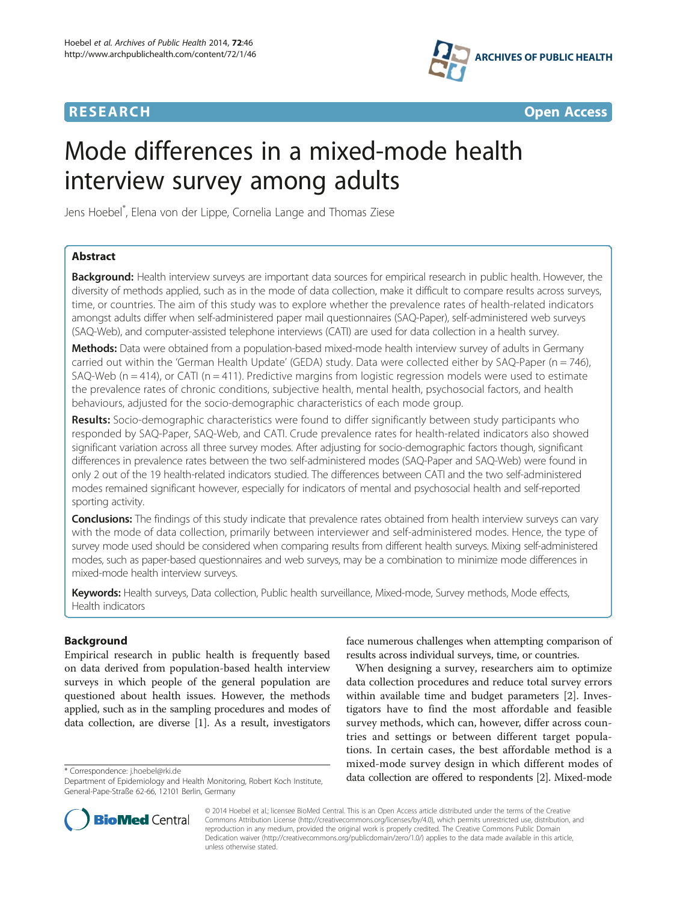**RESEARCH** **Open Access**

# Mode differences in a mixed-mode health interview survey among adults

Jens Hoebel*, Elena von der Lippe, Cornelia Lange and Thomas Ziese

## Abstract

**Background:** Health interview surveys are important data sources for empirical research in public health. However, the diversity of methods applied, such as in the mode of data collection, make it difficult to compare results across surveys, time, or countries. The aim of this study was to explore whether the prevalence rates of health-related indicators amongst adults differ when self-administered paper mail questionnaires (SAQ-Paper), self-administered web surveys (SAQ-Web), and computer-assisted telephone interviews (CATI) are used for data collection in a health survey.

**Methods:** Data were obtained from a population-based mixed-mode health interview survey of adults in Germany carried out within the 'German Health Update' (GEDA) study. Data were collected either by SAQ-Paper (n = 746), SAQ-Web (n = 414), or CATI (n = 411). Predictive margins from logistic regression models were used to estimate the prevalence rates of chronic conditions, subjective health, mental health, psychosocial factors, and health behaviours, adjusted for the socio-demographic characteristics of each mode group.

**Results:** Socio-demographic characteristics were found to differ significantly between study participants who responded by SAQ-Paper, SAQ-Web, and CATI. Crude prevalence rates for health-related indicators also showed significant variation across all three survey modes. After adjusting for socio-demographic factors though, significant differences in prevalence rates between the two self-administered modes (SAQ-Paper and SAQ-Web) were found in only 2 out of the 19 health-related indicators studied. The differences between CATI and the two self-administered modes remained significant however, especially for indicators of mental and psychosocial health and self-reported sporting activity.

**Conclusions:** The findings of this study indicate that prevalence rates obtained from health interview surveys can vary with the mode of data collection, primarily between interviewer and self-administered modes. Hence, the type of survey mode used should be considered when comparing results from different health surveys. Mixing self-administered modes, such as paper-based questionnaires and web surveys, may be a combination to minimize mode differences in mixed-mode health interview surveys.

**Keywords:** Health surveys, Data collection, Public health surveillance, Mixed-mode, Survey methods, Mode effects, Health indicators

## Background

Empirical research in public health is frequently based on data derived from population-based health interview surveys in which people of the general population are questioned about health issues. However, the methods applied, such as in the sampling procedures and modes of data collection, are diverse [1]. As a result, investigators face numerous challenges when attempting comparison of results across individual surveys, time, or countries.

When designing a survey, researchers aim to optimize data collection procedures and reduce total survey errors within available time and budget parameters [2]. Investigators have to find the most affordable and feasible survey methods, which can, however, differ across countries and settings or between different target populations. In certain cases, the best affordable method is a mixed-mode survey design in which different modes of data collection are offered to respondents [2]. Mixed-mode

\* Correspondence: j.hoebel@rki.de
Department of Epidemiology and Health Monitoring, Robert Koch Institute, General-Pape-Straße 62-66, 12101 Berlin, Germany

© 2014 Hoebel et al.; licensee BioMed Central. This is an Open Access article distributed under the terms of the Creative Commons Attribution License (http://creativecommons.org/licenses/by/4.0), which permits unrestricted use, distribution, and reproduction in any medium, provided the original work is properly credited. The Creative Commons Public Domain Dedication waiver (http://creativecommons.org/publicdomain/zero/1.0/) applies to the data made available in this article, unless otherwise stated.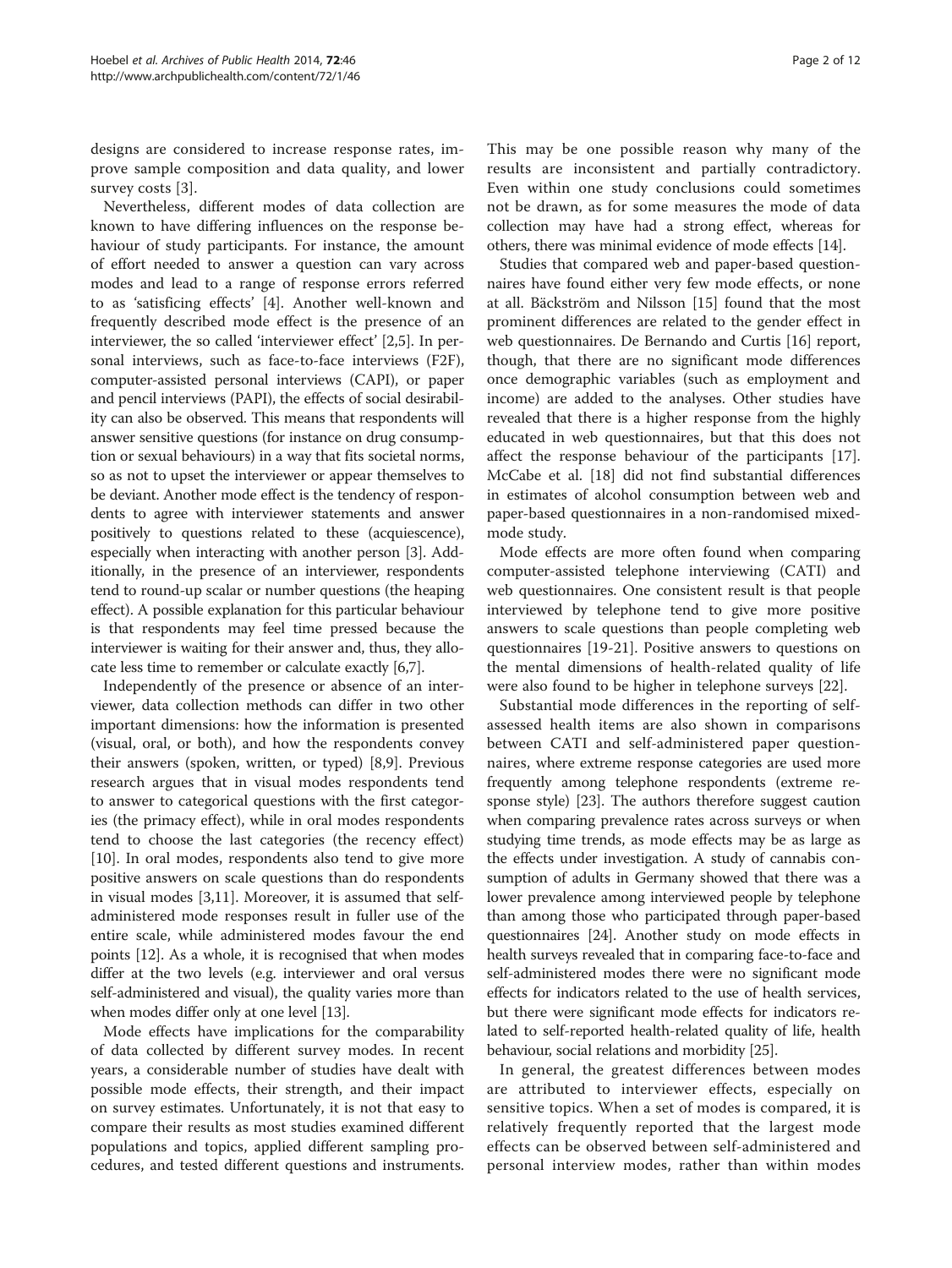designs are considered to increase response rates, improve sample composition and data quality, and lower survey costs [3].

Nevertheless, different modes of data collection are known to have differing influences on the response behaviour of study participants. For instance, the amount of effort needed to answer a question can vary across modes and lead to a range of response errors referred to as 'satisficing effects' [4]. Another well-known and frequently described mode effect is the presence of an interviewer, the so called 'interviewer effect' [2,5]. In personal interviews, such as face-to-face interviews (F2F), computer-assisted personal interviews (CAPI), or paper and pencil interviews (PAPI), the effects of social desirability can also be observed. This means that respondents will answer sensitive questions (for instance on drug consumption or sexual behaviours) in a way that fits societal norms, so as not to upset the interviewer or appear themselves to be deviant. Another mode effect is the tendency of respondents to agree with interviewer statements and answer positively to questions related to these (acquiescence), especially when interacting with another person [3]. Additionally, in the presence of an interviewer, respondents tend to round-up scalar or number questions (the heaping effect). A possible explanation for this particular behaviour is that respondents may feel time pressed because the interviewer is waiting for their answer and, thus, they allocate less time to remember or calculate exactly [6,7].

Independently of the presence or absence of an interviewer, data collection methods can differ in two other important dimensions: how the information is presented (visual, oral, or both), and how the respondents convey their answers (spoken, written, or typed) [8,9]. Previous research argues that in visual modes respondents tend to answer to categorical questions with the first categories (the primacy effect), while in oral modes respondents tend to choose the last categories (the recency effect) [10]. In oral modes, respondents also tend to give more positive answers on scale questions than do respondents in visual modes [3,11]. Moreover, it is assumed that self-administered mode responses result in fuller use of the entire scale, while administered modes favour the end points [12]. As a whole, it is recognised that when modes differ at the two levels (e.g. interviewer and oral versus self-administered and visual), the quality varies more than when modes differ only at one level [13].

Mode effects have implications for the comparability of data collected by different survey modes. In recent years, a considerable number of studies have dealt with possible mode effects, their strength, and their impact on survey estimates. Unfortunately, it is not that easy to compare their results as most studies examined different populations and topics, applied different sampling procedures, and tested different questions and instruments. This may be one possible reason why many of the results are inconsistent and partially contradictory. Even within one study conclusions could sometimes not be drawn, as for some measures the mode of data collection may have had a strong effect, whereas for others, there was minimal evidence of mode effects [14].

Studies that compared web and paper-based questionnaires have found either very few mode effects, or none at all. Bäckström and Nilsson [15] found that the most prominent differences are related to the gender effect in web questionnaires. De Bernando and Curtis [16] report, though, that there are no significant mode differences once demographic variables (such as employment and income) are added to the analyses. Other studies have revealed that there is a higher response from the highly educated in web questionnaires, but that this does not affect the response behaviour of the participants [17]. McCabe et al. [18] did not find substantial differences in estimates of alcohol consumption between web and paper-based questionnaires in a non-randomised mixed-mode study.

Mode effects are more often found when comparing computer-assisted telephone interviewing (CATI) and web questionnaires. One consistent result is that people interviewed by telephone tend to give more positive answers to scale questions than people completing web questionnaires [19-21]. Positive answers to questions on the mental dimensions of health-related quality of life were also found to be higher in telephone surveys [22].

Substantial mode differences in the reporting of self-assessed health items are also shown in comparisons between CATI and self-administered paper questionnaires, where extreme response categories are used more frequently among telephone respondents (extreme response style) [23]. The authors therefore suggest caution when comparing prevalence rates across surveys or when studying time trends, as mode effects may be as large as the effects under investigation. A study of cannabis consumption of adults in Germany showed that there was a lower prevalence among interviewed people by telephone than among those who participated through paper-based questionnaires [24]. Another study on mode effects in health surveys revealed that in comparing face-to-face and self-administered modes there were no significant mode effects for indicators related to the use of health services, but there were significant mode effects for indicators related to self-reported health-related quality of life, health behaviour, social relations and morbidity [25].

In general, the greatest differences between modes are attributed to interviewer effects, especially on sensitive topics. When a set of modes is compared, it is relatively frequently reported that the largest mode effects can be observed between self-administered and personal interview modes, rather than within modes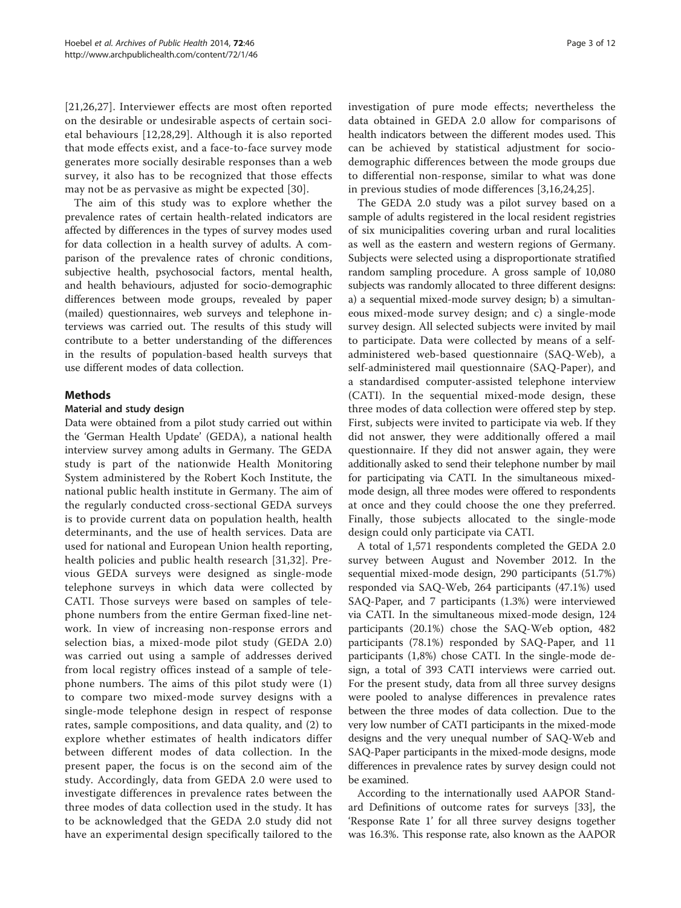[21,26,27]. Interviewer effects are most often reported on the desirable or undesirable aspects of certain societal behaviours [12,28,29]. Although it is also reported that mode effects exist, and a face-to-face survey mode generates more socially desirable responses than a web survey, it also has to be recognized that those effects may not be as pervasive as might be expected [30].

The aim of this study was to explore whether the prevalence rates of certain health-related indicators are affected by differences in the types of survey modes used for data collection in a health survey of adults. A comparison of the prevalence rates of chronic conditions, subjective health, psychosocial factors, mental health, and health behaviours, adjusted for socio-demographic differences between mode groups, revealed by paper (mailed) questionnaires, web surveys and telephone interviews was carried out. The results of this study will contribute to a better understanding of the differences in the results of population-based health surveys that use different modes of data collection.

## Methods

### Material and study design

Data were obtained from a pilot study carried out within the 'German Health Update' (GEDA), a national health interview survey among adults in Germany. The GEDA study is part of the nationwide Health Monitoring System administered by the Robert Koch Institute, the national public health institute in Germany. The aim of the regularly conducted cross-sectional GEDA surveys is to provide current data on population health, health determinants, and the use of health services. Data are used for national and European Union health reporting, health policies and public health research [31,32]. Previous GEDA surveys were designed as single-mode telephone surveys in which data were collected by CATI. Those surveys were based on samples of telephone numbers from the entire German fixed-line network. In view of increasing non-response errors and selection bias, a mixed-mode pilot study (GEDA 2.0) was carried out using a sample of addresses derived from local registry offices instead of a sample of telephone numbers. The aims of this pilot study were (1) to compare two mixed-mode survey designs with a single-mode telephone design in respect of response rates, sample compositions, and data quality, and (2) to explore whether estimates of health indicators differ between different modes of data collection. In the present paper, the focus is on the second aim of the study. Accordingly, data from GEDA 2.0 were used to investigate differences in prevalence rates between the three modes of data collection used in the study. It has to be acknowledged that the GEDA 2.0 study did not have an experimental design specifically tailored to the investigation of pure mode effects; nevertheless the data obtained in GEDA 2.0 allow for comparisons of health indicators between the different modes used. This can be achieved by statistical adjustment for socio-demographic differences between the mode groups due to differential non-response, similar to what was done in previous studies of mode differences [3,16,24,25].

The GEDA 2.0 study was a pilot survey based on a sample of adults registered in the local resident registries of six municipalities covering urban and rural localities as well as the eastern and western regions of Germany. Subjects were selected using a disproportionate stratified random sampling procedure. A gross sample of 10,080 subjects was randomly allocated to three different designs: a) a sequential mixed-mode survey design; b) a simultaneous mixed-mode survey design; and c) a single-mode survey design. All selected subjects were invited by mail to participate. Data were collected by means of a self-administered web-based questionnaire (SAQ-Web), a self-administered mail questionnaire (SAQ-Paper), and a standardised computer-assisted telephone interview (CATI). In the sequential mixed-mode design, these three modes of data collection were offered step by step. First, subjects were invited to participate via web. If they did not answer, they were additionally offered a mail questionnaire. If they did not answer again, they were additionally asked to send their telephone number by mail for participating via CATI. In the simultaneous mixed-mode design, all three modes were offered to respondents at once and they could choose the one they preferred. Finally, those subjects allocated to the single-mode design could only participate via CATI.

A total of 1,571 respondents completed the GEDA 2.0 survey between August and November 2012. In the sequential mixed-mode design, 290 participants (51.7%) responded via SAQ-Web, 264 participants (47.1%) used SAQ-Paper, and 7 participants (1.3%) were interviewed via CATI. In the simultaneous mixed-mode design, 124 participants (20.1%) chose the SAQ-Web option, 482 participants (78.1%) responded by SAQ-Paper, and 11 participants (1,8%) chose CATI. In the single-mode design, a total of 393 CATI interviews were carried out. For the present study, data from all three survey designs were pooled to analyse differences in prevalence rates between the three modes of data collection. Due to the very low number of CATI participants in the mixed-mode designs and the very unequal number of SAQ-Web and SAQ-Paper participants in the mixed-mode designs, mode differences in prevalence rates by survey design could not be examined.

According to the internationally used AAPOR Standard Definitions of outcome rates for surveys [33], the 'Response Rate 1' for all three survey designs together was 16.3%. This response rate, also known as the AAPOR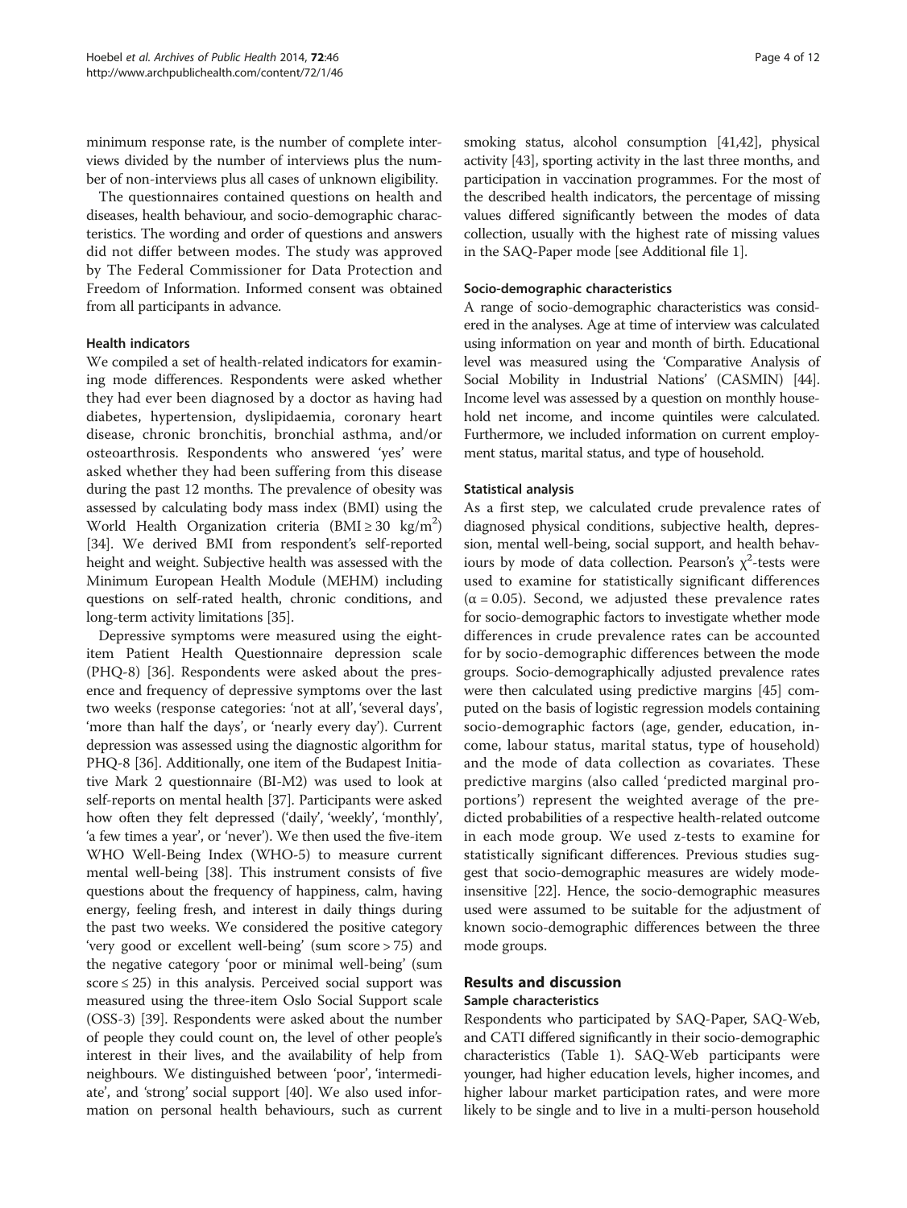minimum response rate, is the number of complete interviews divided by the number of interviews plus the number of non-interviews plus all cases of unknown eligibility.

The questionnaires contained questions on health and diseases, health behaviour, and socio-demographic characteristics. The wording and order of questions and answers did not differ between modes. The study was approved by The Federal Commissioner for Data Protection and Freedom of Information. Informed consent was obtained from all participants in advance.

### Health indicators

We compiled a set of health-related indicators for examining mode differences. Respondents were asked whether they had ever been diagnosed by a doctor as having had diabetes, hypertension, dyslipidaemia, coronary heart disease, chronic bronchitis, bronchial asthma, and/or osteoarthrosis. Respondents who answered 'yes' were asked whether they had been suffering from this disease during the past 12 months. The prevalence of obesity was assessed by calculating body mass index (BMI) using the World Health Organization criteria (BMI ≥ 30 kg/m$^2$) [34]. We derived BMI from respondent's self-reported height and weight. Subjective health was assessed with the Minimum European Health Module (MEHM) including questions on self-rated health, chronic conditions, and long-term activity limitations [35].

Depressive symptoms were measured using the eight-item Patient Health Questionnaire depression scale (PHQ-8) [36]. Respondents were asked about the presence and frequency of depressive symptoms over the last two weeks (response categories: 'not at all', 'several days', 'more than half the days', or 'nearly every day'). Current depression was assessed using the diagnostic algorithm for PHQ-8 [36]. Additionally, one item of the Budapest Initiative Mark 2 questionnaire (BI-M2) was used to look at self-reports on mental health [37]. Participants were asked how often they felt depressed ('daily', 'weekly', 'monthly', 'a few times a year', or 'never'). We then used the five-item WHO Well-Being Index (WHO-5) to measure current mental well-being [38]. This instrument consists of five questions about the frequency of happiness, calm, having energy, feeling fresh, and interest in daily things during the past two weeks. We considered the positive category 'very good or excellent well-being' (sum score > 75) and the negative category 'poor or minimal well-being' (sum score ≤ 25) in this analysis. Perceived social support was measured using the three-item Oslo Social Support scale (OSS-3) [39]. Respondents were asked about the number of people they could count on, the level of other people's interest in their lives, and the availability of help from neighbours. We distinguished between 'poor', 'intermediate', and 'strong' social support [40]. We also used information on personal health behaviours, such as current smoking status, alcohol consumption [41,42], physical activity [43], sporting activity in the last three months, and participation in vaccination programmes. For the most of the described health indicators, the percentage of missing values differed significantly between the modes of data collection, usually with the highest rate of missing values in the SAQ-Paper mode [see Additional file 1].

### Socio-demographic characteristics

A range of socio-demographic characteristics was considered in the analyses. Age at time of interview was calculated using information on year and month of birth. Educational level was measured using the 'Comparative Analysis of Social Mobility in Industrial Nations' (CASMIN) [44]. Income level was assessed by a question on monthly household net income, and income quintiles were calculated. Furthermore, we included information on current employment status, marital status, and type of household.

### Statistical analysis

As a first step, we calculated crude prevalence rates of diagnosed physical conditions, subjective health, depression, mental well-being, social support, and health behaviours by mode of data collection. Pearson's $\chi^2$-tests were used to examine for statistically significant differences ($\alpha = 0.05$). Second, we adjusted these prevalence rates for socio-demographic factors to investigate whether mode differences in crude prevalence rates can be accounted for by socio-demographic differences between the mode groups. Socio-demographically adjusted prevalence rates were then calculated using predictive margins [45] computed on the basis of logistic regression models containing socio-demographic factors (age, gender, education, income, labour status, marital status, type of household) and the mode of data collection as covariates. These predictive margins (also called 'predicted marginal proportions') represent the weighted average of the predicted probabilities of a respective health-related outcome in each mode group. We used z-tests to examine for statistically significant differences. Previous studies suggest that socio-demographic measures are widely mode-insensitive [22]. Hence, the socio-demographic measures used were assumed to be suitable for the adjustment of known socio-demographic differences between the three mode groups.

## Results and discussion

### Sample characteristics

Respondents who participated by SAQ-Paper, SAQ-Web, and CATI differed significantly in their socio-demographic characteristics (Table 1). SAQ-Web participants were younger, had higher education levels, higher incomes, and higher labour market participation rates, and were more likely to be single and to live in a multi-person household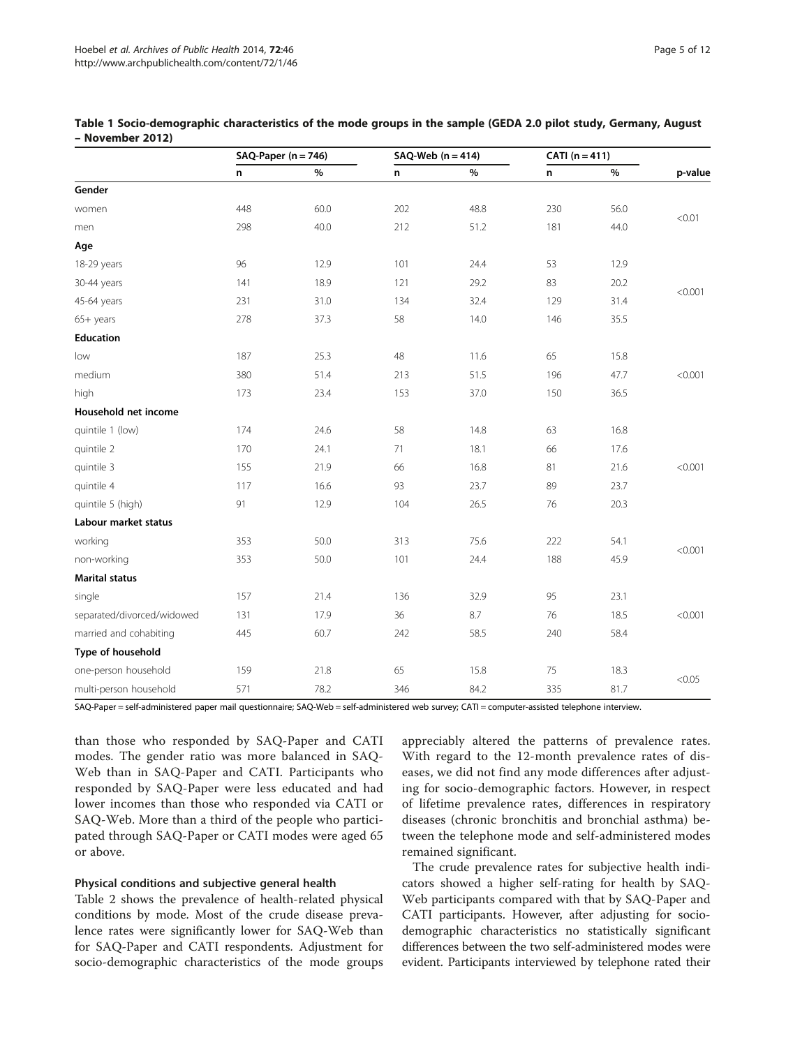**Table 1 Socio-demographic characteristics of the mode groups in the sample (GEDA 2.0 pilot study, Germany, August – November 2012)**

| | SAQ-Paper (n = 746) | | SAQ-Web (n = 414) | | CATI (n = 411) | | |
|---|---|---|---|---|---|---|---|
| | n | % | n | % | n | % | p-value |
| **Gender** | | | | | | | |
| women | 448 | 60.0 | 202 | 48.8 | 230 | 56.0 | <0.01 |
| men | 298 | 40.0 | 212 | 51.2 | 181 | 44.0 | |
| **Age** | | | | | | | |
| 18-29 years | 96 | 12.9 | 101 | 24.4 | 53 | 12.9 | <0.001 |
| 30-44 years | 141 | 18.9 | 121 | 29.2 | 83 | 20.2 | |
| 45-64 years | 231 | 31.0 | 134 | 32.4 | 129 | 31.4 | |
| 65+ years | 278 | 37.3 | 58 | 14.0 | 146 | 35.5 | |
| **Education** | | | | | | | |
| low | 187 | 25.3 | 48 | 11.6 | 65 | 15.8 | <0.001 |
| medium | 380 | 51.4 | 213 | 51.5 | 196 | 47.7 | |
| high | 173 | 23.4 | 153 | 37.0 | 150 | 36.5 | |
| **Household net income** | | | | | | | |
| quintile 1 (low) | 174 | 24.6 | 58 | 14.8 | 63 | 16.8 | <0.001 |
| quintile 2 | 170 | 24.1 | 71 | 18.1 | 66 | 17.6 | |
| quintile 3 | 155 | 21.9 | 66 | 16.8 | 81 | 21.6 | |
| quintile 4 | 117 | 16.6 | 93 | 23.7 | 89 | 23.7 | |
| quintile 5 (high) | 91 | 12.9 | 104 | 26.5 | 76 | 20.3 | |
| **Labour market status** | | | | | | | |
| working | 353 | 50.0 | 313 | 75.6 | 222 | 54.1 | <0.001 |
| non-working | 353 | 50.0 | 101 | 24.4 | 188 | 45.9 | |
| **Marital status** | | | | | | | |
| single | 157 | 21.4 | 136 | 32.9 | 95 | 23.1 | <0.001 |
| separated/divorced/widowed | 131 | 17.9 | 36 | 8.7 | 76 | 18.5 | |
| married and cohabiting | 445 | 60.7 | 242 | 58.5 | 240 | 58.4 | |
| **Type of household** | | | | | | | |
| one-person household | 159 | 21.8 | 65 | 15.8 | 75 | 18.3 | <0.05 |
| multi-person household | 571 | 78.2 | 346 | 84.2 | 335 | 81.7 | |

SAQ-Paper = self-administered paper mail questionnaire; SAQ-Web = self-administered web survey; CATI = computer-assisted telephone interview.

than those who responded by SAQ-Paper and CATI modes. The gender ratio was more balanced in SAQ-Web than in SAQ-Paper and CATI. Participants who responded by SAQ-Paper were less educated and had lower incomes than those who responded via CATI or SAQ-Web. More than a third of the people who participated through SAQ-Paper or CATI modes were aged 65 or above.

#### Physical conditions and subjective general health

Table 2 shows the prevalence of health-related physical conditions by mode. Most of the crude disease prevalence rates were significantly lower for SAQ-Web than for SAQ-Paper and CATI respondents. Adjustment for socio-demographic characteristics of the mode groups appreciably altered the patterns of prevalence rates. With regard to the 12-month prevalence rates of diseases, we did not find any mode differences after adjusting for socio-demographic factors. However, in respect of lifetime prevalence rates, differences in respiratory diseases (chronic bronchitis and bronchial asthma) between the telephone mode and self-administered modes remained significant.

The crude prevalence rates for subjective health indicators showed a higher self-rating for health by SAQ-Web participants compared with that by SAQ-Paper and CATI participants. However, after adjusting for socio-demographic characteristics no statistically significant differences between the two self-administered modes were evident. Participants interviewed by telephone rated their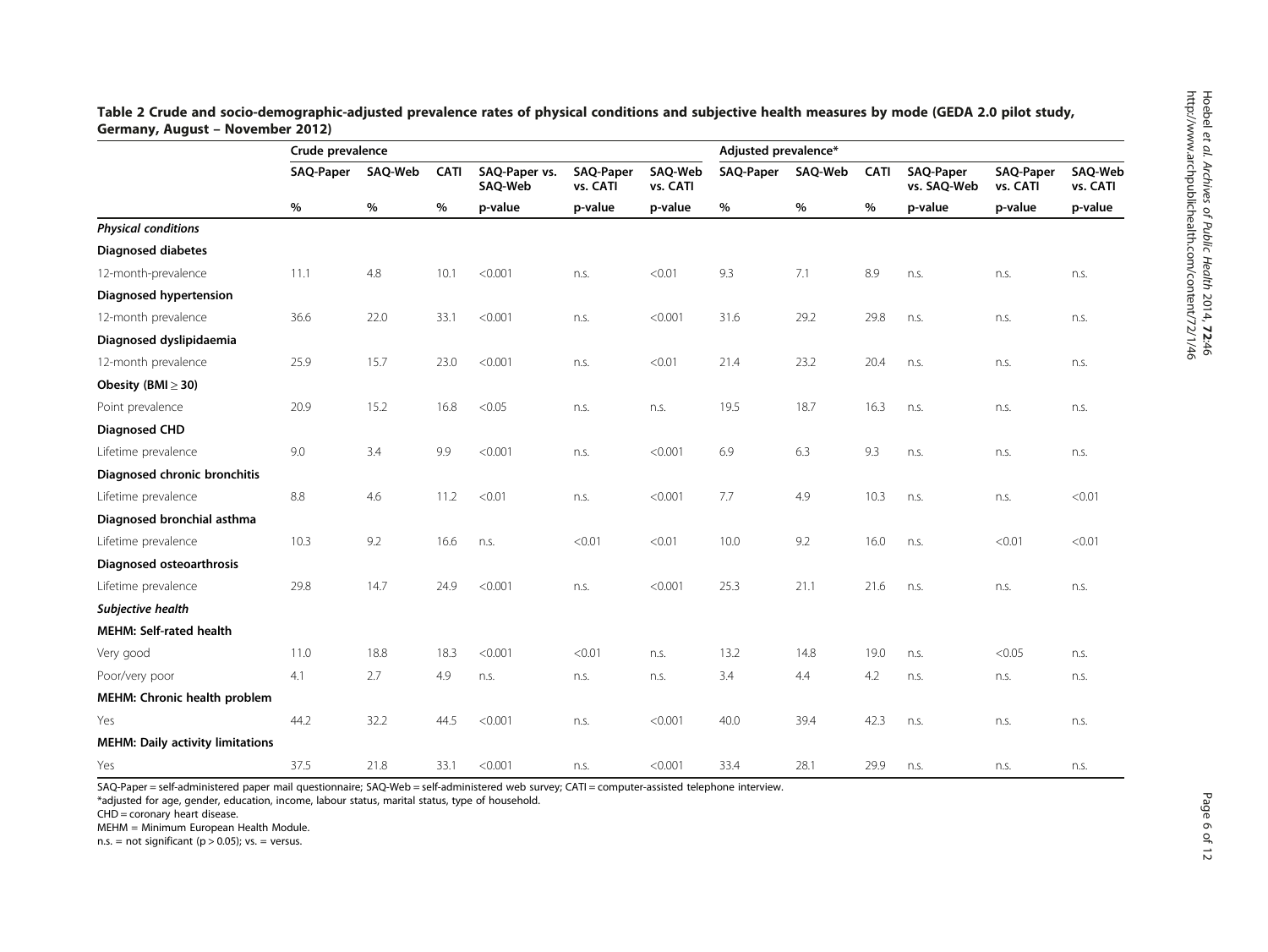**Table 2 Crude and socio-demographic-adjusted prevalence rates of physical conditions and subjective health measures by mode (GEDA 2.0 pilot study, Germany, August – November 2012)**

| | Crude prevalence | | | | | | Adjusted prevalence* | | | | | |
|---|---|---|---|---|---|---|---|---|---|---|---|---|
| | SAQ-Paper | SAQ-Web | CATI | SAQ-Paper vs. SAQ-Web | SAQ-Paper vs. CATI | SAQ-Web vs. CATI | SAQ-Paper | SAQ-Web | CATI | SAQ-Paper vs. SAQ-Web | SAQ-Paper vs. CATI | SAQ-Web vs. CATI |
| | % | % | % | p-value | p-value | p-value | % | % | % | p-value | p-value | p-value |
| ***Physical conditions*** | | | | | | | | | | | | |
| **Diagnosed diabetes** | | | | | | | | | | | | |
| 12-month-prevalence | 11.1 | 4.8 | 10.1 | <0.001 | n.s. | <0.01 | 9.3 | 7.1 | 8.9 | n.s. | n.s. | n.s. |
| **Diagnosed hypertension** | | | | | | | | | | | | |
| 12-month prevalence | 36.6 | 22.0 | 33.1 | <0.001 | n.s. | <0.001 | 31.6 | 29.2 | 29.8 | n.s. | n.s. | n.s. |
| **Diagnosed dyslipidaemia** | | | | | | | | | | | | |
| 12-month prevalence | 25.9 | 15.7 | 23.0 | <0.001 | n.s. | <0.01 | 21.4 | 23.2 | 20.4 | n.s. | n.s. | n.s. |
| **Obesity (BMI ≥ 30)** | | | | | | | | | | | | |
| Point prevalence | 20.9 | 15.2 | 16.8 | <0.05 | n.s. | n.s. | 19.5 | 18.7 | 16.3 | n.s. | n.s. | n.s. |
| **Diagnosed CHD** | | | | | | | | | | | | |
| Lifetime prevalence | 9.0 | 3.4 | 9.9 | <0.001 | n.s. | <0.001 | 6.9 | 6.3 | 9.3 | n.s. | n.s. | n.s. |
| **Diagnosed chronic bronchitis** | | | | | | | | | | | | |
| Lifetime prevalence | 8.8 | 4.6 | 11.2 | <0.01 | n.s. | <0.001 | 7.7 | 4.9 | 10.3 | n.s. | n.s. | <0.01 |
| **Diagnosed bronchial asthma** | | | | | | | | | | | | |
| Lifetime prevalence | 10.3 | 9.2 | 16.6 | n.s. | <0.01 | <0.01 | 10.0 | 9.2 | 16.0 | n.s. | <0.01 | <0.01 |
| **Diagnosed osteoarthrosis** | | | | | | | | | | | | |
| Lifetime prevalence | 29.8 | 14.7 | 24.9 | <0.001 | n.s. | <0.001 | 25.3 | 21.1 | 21.6 | n.s. | n.s. | n.s. |
| ***Subjective health*** | | | | | | | | | | | | |
| **MEHM: Self-rated health** | | | | | | | | | | | | |
| Very good | 11.0 | 18.8 | 18.3 | <0.001 | <0.01 | n.s. | 13.2 | 14.8 | 19.0 | n.s. | <0.05 | n.s. |
| Poor/very poor | 4.1 | 2.7 | 4.9 | n.s. | n.s. | n.s. | 3.4 | 4.4 | 4.2 | n.s. | n.s. | n.s. |
| **MEHM: Chronic health problem** | | | | | | | | | | | | |
| Yes | 44.2 | 32.2 | 44.5 | <0.001 | n.s. | <0.001 | 40.0 | 39.4 | 42.3 | n.s. | n.s. | n.s. |
| **MEHM: Daily activity limitations** | | | | | | | | | | | | |
| Yes | 37.5 | 21.8 | 33.1 | <0.001 | n.s. | <0.001 | 33.4 | 28.1 | 29.9 | n.s. | n.s. | n.s. |

SAQ-Paper = self-administered paper mail questionnaire; SAQ-Web = self-administered web survey; CATI = computer-assisted telephone interview.
*adjusted for age, gender, education, income, labour status, marital status, type of household.
CHD = coronary heart disease.
MEHM = Minimum European Health Module.
n.s. = not significant ($p > 0.05$); vs. = versus.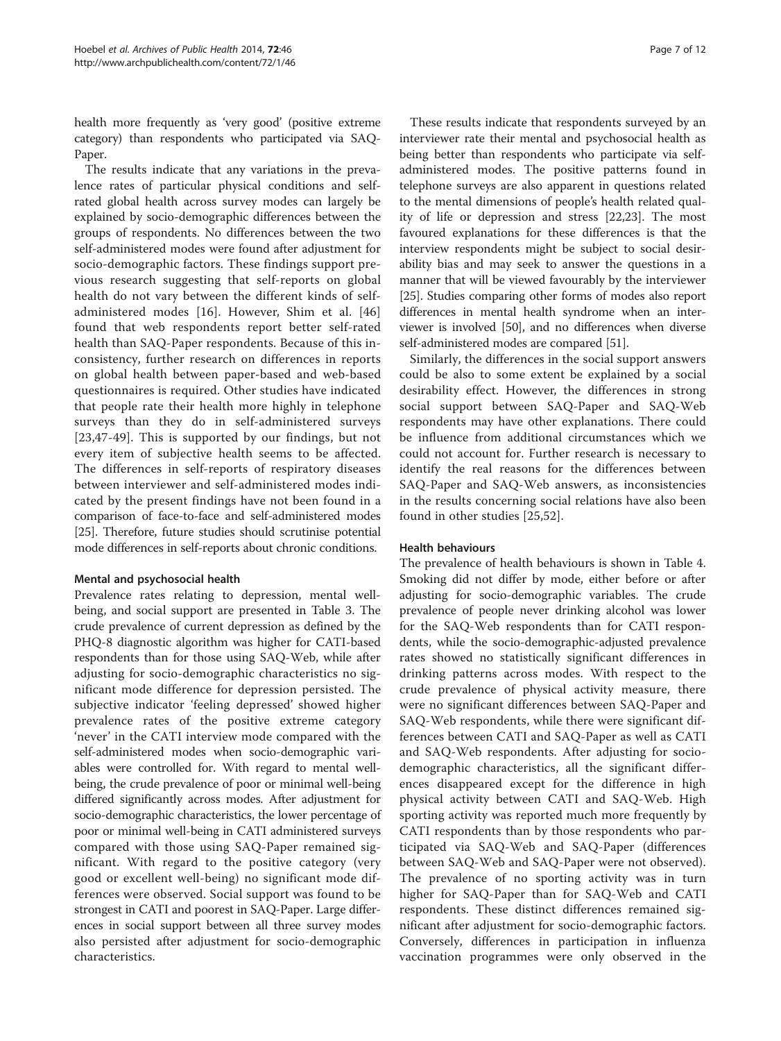health more frequently as 'very good' (positive extreme category) than respondents who participated via SAQ-Paper.

The results indicate that any variations in the prevalence rates of particular physical conditions and self-rated global health across survey modes can largely be explained by socio-demographic differences between the groups of respondents. No differences between the two self-administered modes were found after adjustment for socio-demographic factors. These findings support previous research suggesting that self-reports on global health do not vary between the different kinds of self-administered modes [16]. However, Shim et al. [46] found that web respondents report better self-rated health than SAQ-Paper respondents. Because of this inconsistency, further research on differences in reports on global health between paper-based and web-based questionnaires is required. Other studies have indicated that people rate their health more highly in telephone surveys than they do in self-administered surveys [23,47-49]. This is supported by our findings, but not every item of subjective health seems to be affected. The differences in self-reports of respiratory diseases between interviewer and self-administered modes indicated by the present findings have not been found in a comparison of face-to-face and self-administered modes [25]. Therefore, future studies should scrutinise potential mode differences in self-reports about chronic conditions.

### Mental and psychosocial health

Prevalence rates relating to depression, mental well-being, and social support are presented in Table 3. The crude prevalence of current depression as defined by the PHQ-8 diagnostic algorithm was higher for CATI-based respondents than for those using SAQ-Web, while after adjusting for socio-demographic characteristics no significant mode difference for depression persisted. The subjective indicator 'feeling depressed' showed higher prevalence rates of the positive extreme category 'never' in the CATI interview mode compared with the self-administered modes when socio-demographic variables were controlled for. With regard to mental well-being, the crude prevalence of poor or minimal well-being differed significantly across modes. After adjustment for socio-demographic characteristics, the lower percentage of poor or minimal well-being in CATI administered surveys compared with those using SAQ-Paper remained significant. With regard to the positive category (very good or excellent well-being) no significant mode differences were observed. Social support was found to be strongest in CATI and poorest in SAQ-Paper. Large differences in social support between all three survey modes also persisted after adjustment for socio-demographic characteristics.

These results indicate that respondents surveyed by an interviewer rate their mental and psychosocial health as being better than respondents who participate via self-administered modes. The positive patterns found in telephone surveys are also apparent in questions related to the mental dimensions of people's health related quality of life or depression and stress [22,23]. The most favoured explanations for these differences is that the interview respondents might be subject to social desirability bias and may seek to answer the questions in a manner that will be viewed favourably by the interviewer [25]. Studies comparing other forms of modes also report differences in mental health syndrome when an interviewer is involved [50], and no differences when diverse self-administered modes are compared [51].

Similarly, the differences in the social support answers could be also to some extent be explained by a social desirability effect. However, the differences in strong social support between SAQ-Paper and SAQ-Web respondents may have other explanations. There could be influence from additional circumstances which we could not account for. Further research is necessary to identify the real reasons for the differences between SAQ-Paper and SAQ-Web answers, as inconsistencies in the results concerning social relations have also been found in other studies [25,52].

### Health behaviours

The prevalence of health behaviours is shown in Table 4. Smoking did not differ by mode, either before or after adjusting for socio-demographic variables. The crude prevalence of people never drinking alcohol was lower for the SAQ-Web respondents than for CATI respondents, while the socio-demographic-adjusted prevalence rates showed no statistically significant differences in drinking patterns across modes. With respect to the crude prevalence of physical activity measure, there were no significant differences between SAQ-Paper and SAQ-Web respondents, while there were significant differences between CATI and SAQ-Paper as well as CATI and SAQ-Web respondents. After adjusting for socio-demographic characteristics, all the significant differences disappeared except for the difference in high physical activity between CATI and SAQ-Web. High sporting activity was reported much more frequently by CATI respondents than by those respondents who participated via SAQ-Web and SAQ-Paper (differences between SAQ-Web and SAQ-Paper were not observed). The prevalence of no sporting activity was in turn higher for SAQ-Paper than for SAQ-Web and CATI respondents. These distinct differences remained significant after adjustment for socio-demographic factors. Conversely, differences in participation in influenza vaccination programmes were only observed in the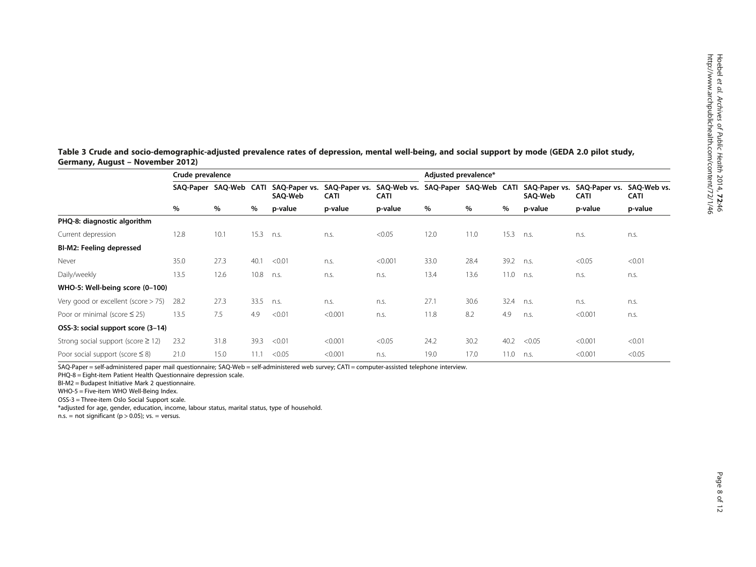**Table 3 Crude and socio-demographic-adjusted prevalence rates of depression, mental well-being, and social support by mode (GEDA 2.0 pilot study, Germany, August – November 2012)**

| | Crude prevalence | | | | | | Adjusted prevalence* | | | | | |
|---|---|---|---|---|---|---|---|---|---|---|---|---|
| | SAQ-Paper | SAQ-Web | CATI | SAQ-Paper vs. SAQ-Web | SAQ-Paper vs. CATI | SAQ-Web vs. CATI | SAQ-Paper | SAQ-Web | CATI | SAQ-Paper vs. SAQ-Web | SAQ-Paper vs. CATI | SAQ-Web vs. CATI |
| | % | % | % | p-value | p-value | p-value | % | % | % | p-value | p-value | p-value |
| **PHQ-8: diagnostic algorithm** | | | | | | | | | | | | |
| Current depression | 12.8 | 10.1 | 15.3 | n.s. | n.s. | <0.05 | 12.0 | 11.0 | 15.3 | n.s. | n.s. | n.s. |
| **BI-M2: Feeling depressed** | | | | | | | | | | | | |
| Never | 35.0 | 27.3 | 40.1 | <0.01 | n.s. | <0.001 | 33.0 | 28.4 | 39.2 | n.s. | <0.05 | <0.01 |
| Daily/weekly | 13.5 | 12.6 | 10.8 | n.s. | n.s. | n.s. | 13.4 | 13.6 | 11.0 | n.s. | n.s. | n.s. |
| **WHO-5: Well-being score (0–100)** | | | | | | | | | | | | |
| Very good or excellent (score > 75) | 28.2 | 27.3 | 33.5 | n.s. | n.s. | n.s. | 27.1 | 30.6 | 32.4 | n.s. | n.s. | n.s. |
| Poor or minimal (score ≤ 25) | 13.5 | 7.5 | 4.9 | <0.01 | <0.001 | n.s. | 11.8 | 8.2 | 4.9 | n.s. | <0.001 | n.s. |
| **OSS-3: social support score (3–14)** | | | | | | | | | | | | |
| Strong social support (score ≥ 12) | 23.2 | 31.8 | 39.3 | <0.01 | <0.001 | <0.05 | 24.2 | 30.2 | 40.2 | <0.05 | <0.001 | <0.01 |
| Poor social support (score ≤ 8) | 21.0 | 15.0 | 11.1 | <0.05 | <0.001 | n.s. | 19.0 | 17.0 | 11.0 | n.s. | <0.001 | <0.05 |

SAQ-Paper = self-administered paper mail questionnaire; SAQ-Web = self-administered web survey; CATI = computer-assisted telephone interview.

PHQ-8 = Eight-item Patient Health Questionnaire depression scale.

BI-M2 = Budapest Initiative Mark 2 questionnaire.

WHO-5 = Five-item WHO Well-Being Index.

OSS-3 = Three-item Oslo Social Support scale.

*adjusted for age, gender, education, income, labour status, marital status, type of household.

n.s. = not significant (p > 0.05); vs. = versus.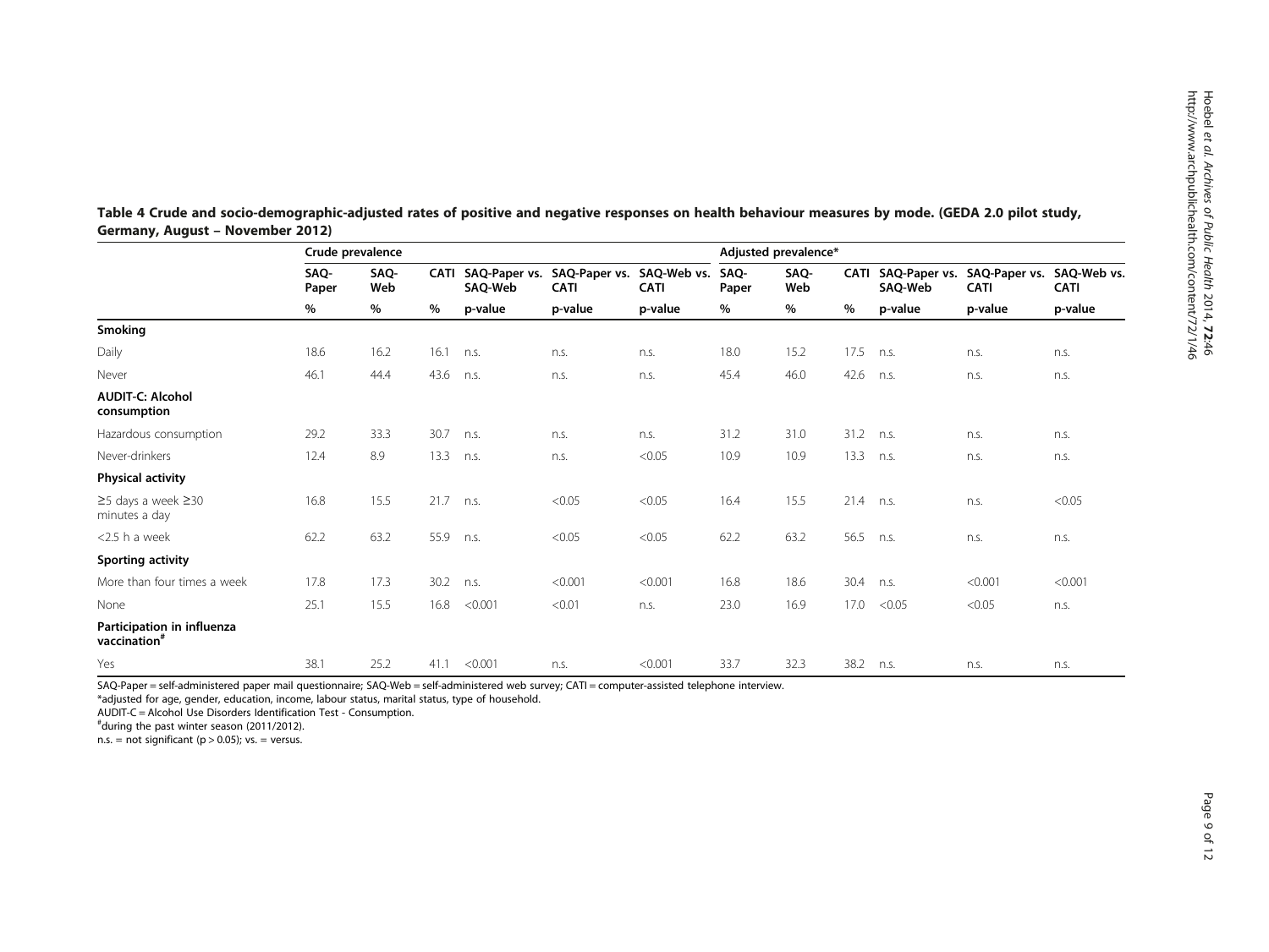**Table 4 Crude and socio-demographic-adjusted rates of positive and negative responses on health behaviour measures by mode. (GEDA 2.0 pilot study, Germany, August – November 2012)**

| | Crude prevalence | | | | | | Adjusted prevalence* | | | | | |
|---|---|---|---|---|---|---|---|---|---|---|---|---|
| | SAQ-Paper | SAQ-Web | CATI | SAQ-Paper vs. SAQ-Web | SAQ-Paper vs. CATI | SAQ-Web vs. CATI | SAQ-Paper | SAQ-Web | CATI | SAQ-Paper vs. SAQ-Web | SAQ-Paper vs. CATI | SAQ-Web vs. CATI |
| | % | % | % | p-value | p-value | p-value | % | % | % | p-value | p-value | p-value |
| **Smoking** | | | | | | | | | | | | |
| Daily | 18.6 | 16.2 | 16.1 | n.s. | n.s. | n.s. | 18.0 | 15.2 | 17.5 | n.s. | n.s. | n.s. |
| Never | 46.1 | 44.4 | 43.6 | n.s. | n.s. | n.s. | 45.4 | 46.0 | 42.6 | n.s. | n.s. | n.s. |
| **AUDIT-C: Alcohol consumption** | | | | | | | | | | | | |
| Hazardous consumption | 29.2 | 33.3 | 30.7 | n.s. | n.s. | n.s. | 31.2 | 31.0 | 31.2 | n.s. | n.s. | n.s. |
| Never-drinkers | 12.4 | 8.9 | 13.3 | n.s. | n.s. | <0.05 | 10.9 | 10.9 | 13.3 | n.s. | n.s. | n.s. |
| **Physical activity** | | | | | | | | | | | | |
| ≥5 days a week ≥30 minutes a day | 16.8 | 15.5 | 21.7 | n.s. | <0.05 | <0.05 | 16.4 | 15.5 | 21.4 | n.s. | n.s. | <0.05 |
| <2.5 h a week | 62.2 | 63.2 | 55.9 | n.s. | <0.05 | <0.05 | 62.2 | 63.2 | 56.5 | n.s. | n.s. | n.s. |
| **Sporting activity** | | | | | | | | | | | | |
| More than four times a week | 17.8 | 17.3 | 30.2 | n.s. | <0.001 | <0.001 | 16.8 | 18.6 | 30.4 | n.s. | <0.001 | <0.001 |
| None | 25.1 | 15.5 | 16.8 | <0.001 | <0.01 | n.s. | 23.0 | 16.9 | 17.0 | <0.05 | <0.05 | n.s. |
| **Participation in influenza vaccination**[#] | | | | | | | | | | | | |
| Yes | 38.1 | 25.2 | 41.1 | <0.001 | n.s. | <0.001 | 33.7 | 32.3 | 38.2 | n.s. | n.s. | n.s. |

SAQ-Paper = self-administered paper mail questionnaire; SAQ-Web = self-administered web survey; CATI = computer-assisted telephone interview.

*adjusted for age, gender, education, income, labour status, marital status, type of household.

AUDIT-C = Alcohol Use Disorders Identification Test - Consumption.

[#]during the past winter season (2011/2012).

n.s. = not significant (p > 0.05); vs. = versus.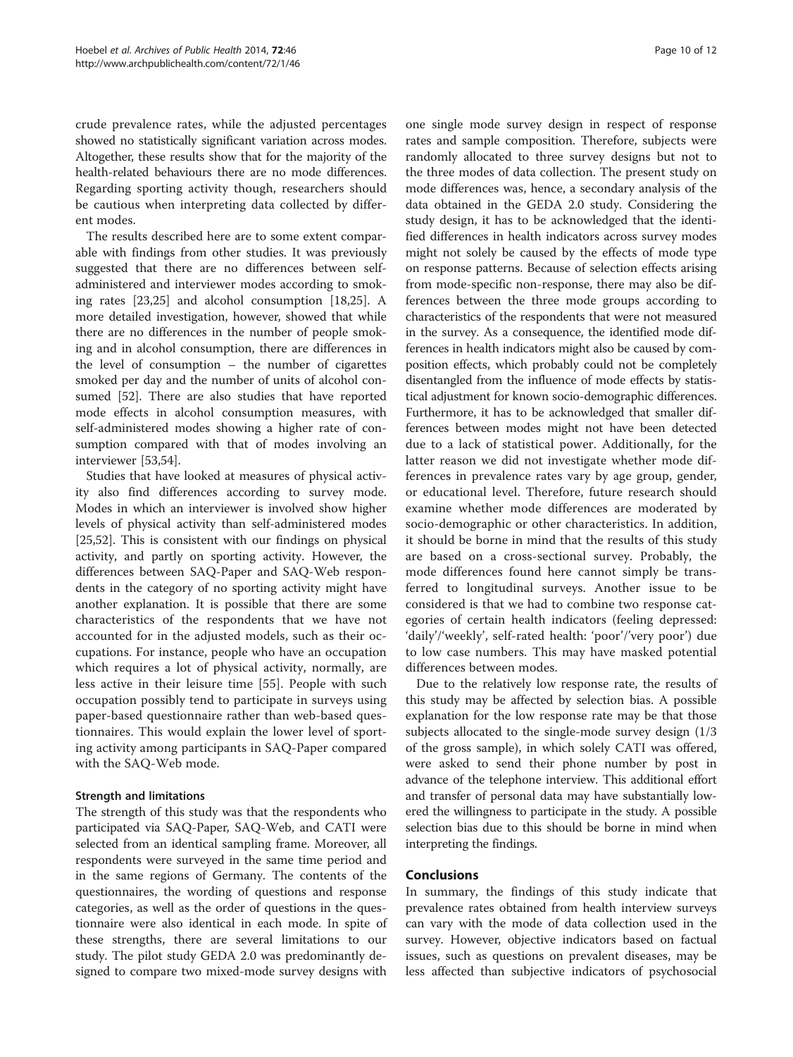crude prevalence rates, while the adjusted percentages showed no statistically significant variation across modes. Altogether, these results show that for the majority of the health-related behaviours there are no mode differences. Regarding sporting activity though, researchers should be cautious when interpreting data collected by different modes.

The results described here are to some extent comparable with findings from other studies. It was previously suggested that there are no differences between self-administered and interviewer modes according to smoking rates [23,25] and alcohol consumption [18,25]. A more detailed investigation, however, showed that while there are no differences in the number of people smoking and in alcohol consumption, there are differences in the level of consumption – the number of cigarettes smoked per day and the number of units of alcohol consumed [52]. There are also studies that have reported mode effects in alcohol consumption measures, with self-administered modes showing a higher rate of consumption compared with that of modes involving an interviewer [53,54].

Studies that have looked at measures of physical activity also find differences according to survey mode. Modes in which an interviewer is involved show higher levels of physical activity than self-administered modes [25,52]. This is consistent with our findings on physical activity, and partly on sporting activity. However, the differences between SAQ-Paper and SAQ-Web respondents in the category of no sporting activity might have another explanation. It is possible that there are some characteristics of the respondents that we have not accounted for in the adjusted models, such as their occupations. For instance, people who have an occupation which requires a lot of physical activity, normally, are less active in their leisure time [55]. People with such occupation possibly tend to participate in surveys using paper-based questionnaire rather than web-based questionnaires. This would explain the lower level of sporting activity among participants in SAQ-Paper compared with the SAQ-Web mode.

### Strength and limitations

The strength of this study was that the respondents who participated via SAQ-Paper, SAQ-Web, and CATI were selected from an identical sampling frame. Moreover, all respondents were surveyed in the same time period and in the same regions of Germany. The contents of the questionnaires, the wording of questions and response categories, as well as the order of questions in the questionnaire were also identical in each mode. In spite of these strengths, there are several limitations to our study. The pilot study GEDA 2.0 was predominantly designed to compare two mixed-mode survey designs with one single mode survey design in respect of response rates and sample composition. Therefore, subjects were randomly allocated to three survey designs but not to the three modes of data collection. The present study on mode differences was, hence, a secondary analysis of the data obtained in the GEDA 2.0 study. Considering the study design, it has to be acknowledged that the identified differences in health indicators across survey modes might not solely be caused by the effects of mode type on response patterns. Because of selection effects arising from mode-specific non-response, there may also be differences between the three mode groups according to characteristics of the respondents that were not measured in the survey. As a consequence, the identified mode differences in health indicators might also be caused by composition effects, which probably could not be completely disentangled from the influence of mode effects by statistical adjustment for known socio-demographic differences. Furthermore, it has to be acknowledged that smaller differences between modes might not have been detected due to a lack of statistical power. Additionally, for the latter reason we did not investigate whether mode differences in prevalence rates vary by age group, gender, or educational level. Therefore, future research should examine whether mode differences are moderated by socio-demographic or other characteristics. In addition, it should be borne in mind that the results of this study are based on a cross-sectional survey. Probably, the mode differences found here cannot simply be transferred to longitudinal surveys. Another issue to be considered is that we had to combine two response categories of certain health indicators (feeling depressed: 'daily'/'weekly', self-rated health: 'poor'/'very poor') due to low case numbers. This may have masked potential differences between modes.

Due to the relatively low response rate, the results of this study may be affected by selection bias. A possible explanation for the low response rate may be that those subjects allocated to the single-mode survey design (1/3 of the gross sample), in which solely CATI was offered, were asked to send their phone number by post in advance of the telephone interview. This additional effort and transfer of personal data may have substantially lowered the willingness to participate in the study. A possible selection bias due to this should be borne in mind when interpreting the findings.

## Conclusions

In summary, the findings of this study indicate that prevalence rates obtained from health interview surveys can vary with the mode of data collection used in the survey. However, objective indicators based on factual issues, such as questions on prevalent diseases, may be less affected than subjective indicators of psychosocial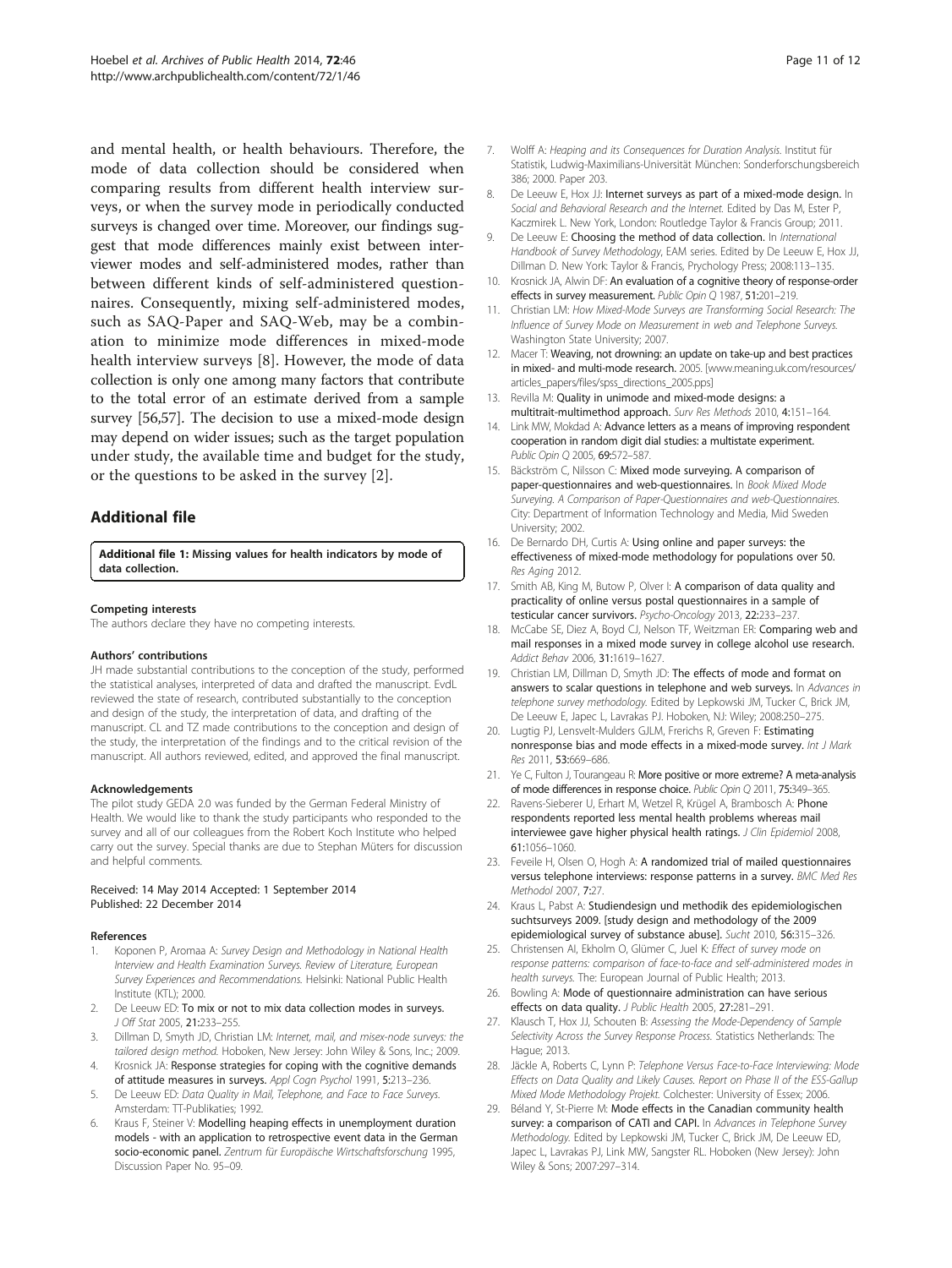and mental health, or health behaviours. Therefore, the mode of data collection should be considered when comparing results from different health interview surveys, or when the survey mode in periodically conducted surveys is changed over time. Moreover, our findings suggest that mode differences mainly exist between interviewer modes and self-administered modes, rather than between different kinds of self-administered questionnaires. Consequently, mixing self-administered modes, such as SAQ-Paper and SAQ-Web, may be a combination to minimize mode differences in mixed-mode health interview surveys [8]. However, the mode of data collection is only one among many factors that contribute to the total error of an estimate derived from a sample survey [56,57]. The decision to use a mixed-mode design may depend on wider issues; such as the target population under study, the available time and budget for the study, or the questions to be asked in the survey [2].

## Additional file

**Additional file 1: Missing values for health indicators by mode of data collection.**

#### Competing interests

The authors declare they have no competing interests.

#### Authors' contributions

JH made substantial contributions to the conception of the study, performed the statistical analyses, interpreted of data and drafted the manuscript. EvdL reviewed the state of research, contributed substantially to the conception and design of the study, the interpretation of data, and drafting of the manuscript. CL and TZ made contributions to the conception and design of the study, the interpretation of the findings and to the critical revision of the manuscript. All authors reviewed, edited, and approved the final manuscript.

#### Acknowledgements

The pilot study GEDA 2.0 was funded by the German Federal Ministry of Health. We would like to thank the study participants who responded to the survey and all of our colleagues from the Robert Koch Institute who helped carry out the survey. Special thanks are due to Stephan Müters for discussion and helpful comments.

Received: 14 May 2014 Accepted: 1 September 2014
Published: 22 December 2014

#### References

1. Koponen P, Aromaa A: *Survey Design and Methodology in National Health Interview and Health Examination Surveys. Review of Literature, European Survey Experiences and Recommendations.* Helsinki: National Public Health Institute (KTL); 2000.
2. De Leeuw ED: **To mix or not to mix data collection modes in surveys.** *J Off Stat* 2005, **21:**233–255.
3. Dillman D, Smyth JD, Christian LM: *Internet, mail, and misex-node surveys: the tailored design method.* Hoboken, New Jersey: John Wiley & Sons, Inc.; 2009.
4. Krosnick JA: **Response strategies for coping with the cognitive demands of attitude measures in surveys.** *Appl Cogn Psychol* 1991, **5:**213–236.
5. De Leeuw ED: *Data Quality in Mail, Telephone, and Face to Face Surveys.* Amsterdam: TT-Publikaties; 1992.
6. Kraus F, Steiner V: **Modelling heaping effects in unemployment duration models - with an application to retrospective event data in the German socio-economic panel.** *Zentrum für Europäische Wirtschaftsforschung* 1995, Discussion Paper No. 95–09.
7. Wolff A: *Heaping and its Consequences for Duration Analysis.* Institut für Statistik, Ludwig-Maximilians-Universität München: Sonderforschungsbereich 386; 2000. Paper 203.
8. De Leeuw E, Hox JJ: **Internet surveys as part of a mixed-mode design.** In *Social and Behavioral Research and the Internet.* Edited by Das M, Ester P, Kaczmirek L. New York, London: Routledge Taylor & Francis Group; 2011.
9. De Leeuw E: **Choosing the method of data collection.** In *International Handbook of Survey Methodology*, EAM series. Edited by De Leeuw E, Hox JJ, Dillman D. New York: Taylor & Francis, Prychology Press; 2008:113–135.
10. Krosnick JA, Alwin DF: **An evaluation of a cognitive theory of response-order effects in survey measurement.** *Public Opin Q* 1987, **51:**201–219.
11. Christian LM: *How Mixed-Mode Surveys are Transforming Social Research: The Influence of Survey Mode on Measurement in web and Telephone Surveys.* Washington State University; 2007.
12. Macer T: **Weaving, not drowning: an update on take-up and best practices in mixed- and multi-mode research.** 2005. [www.meaning.uk.com/resources/articles_papers/files/spss_directions_2005.pps]
13. Revilla M: **Quality in unimode and mixed-mode designs: a multitrait-multimethod approach.** *Surv Res Methods* 2010, **4:**151–164.
14. Link MW, Mokdad A: **Advance letters as a means of improving respondent cooperation in random digit dial studies: a multistate experiment.** *Public Opin Q* 2005, **69:**572–587.
15. Bäckström C, Nilsson C: **Mixed mode surveying. A comparison of paper-questionnaires and web-questionnaires.** In *Book Mixed Mode Surveying. A Comparison of Paper-Questionnaires and web-Questionnaires.* City: Department of Information Technology and Media, Mid Sweden University; 2002.
16. De Bernardo DH, Curtis A: **Using online and paper surveys: the effectiveness of mixed-mode methodology for populations over 50.** *Res Aging* 2012.
17. Smith AB, King M, Butow P, Olver I: **A comparison of data quality and practicality of online versus postal questionnaires in a sample of testicular cancer survivors.** *Psycho-Oncology* 2013, **22:**233–237.
18. McCabe SE, Diez A, Boyd CJ, Nelson TF, Weitzman ER: **Comparing web and mail responses in a mixed mode survey in college alcohol use research.** *Addict Behav* 2006, **31:**1619–1627.
19. Christian LM, Dillman D, Smyth JD: **The effects of mode and format on answers to scalar questions in telephone and web surveys.** In *Advances in telephone survey methodology.* Edited by Lepkowski JM, Tucker C, Brick JM, De Leeuw E, Japec L, Lavrakas PJ. Hoboken, NJ: Wiley; 2008:250–275.
20. Lugtig PJ, Lensvelt-Mulders GJLM, Frerichs R, Greven F: **Estimating nonresponse bias and mode effects in a mixed-mode survey.** *Int J Mark Res* 2011, **53:**669–686.
21. Ye C, Fulton J, Tourangeau R: **More positive or more extreme? A meta-analysis of mode differences in response choice.** *Public Opin Q* 2011, **75:**349–365.
22. Ravens-Sieberer U, Erhart M, Wetzel R, Krügel A, Brambosch A: **Phone respondents reported less mental health problems whereas mail interviewee gave higher physical health ratings.** *J Clin Epidemiol* 2008, **61:**1056–1060.
23. Feveile H, Olsen O, Hogh A: **A randomized trial of mailed questionnaires versus telephone interviews: response patterns in a survey.** *BMC Med Res Methodol* 2007, **7:**27.
24. Kraus L, Pabst A: **Studiendesign und methodik des epidemiologischen suchtsurveys 2009. [study design and methodology of the 2009 epidemiological survey of substance abuse].** *Sucht* 2010, **56:**315–326.
25. Christensen AI, Ekholm O, Glümer C, Juel K: *Effect of survey mode on response patterns: comparison of face-to-face and self-administered modes in health surveys.* The: European Journal of Public Health; 2013.
26. Bowling A: **Mode of questionnaire administration can have serious effects on data quality.** *J Public Health* 2005, **27:**281–291.
27. Klausch T, Hox JJ, Schouten B: *Assessing the Mode-Dependency of Sample Selectivity Across the Survey Response Process.* Statistics Netherlands: The Hague; 2013.
28. Jäckle A, Roberts C, Lynn P: *Telephone Versus Face-to-Face Interviewing: Mode Effects on Data Quality and Likely Causes. Report on Phase II of the ESS-Gallup Mixed Mode Methodology Projekt.* Colchester: University of Essex; 2006.
29. Béland Y, St-Pierre M: **Mode effects in the Canadian community health survey: a comparison of CATI and CAPI.** In *Advances in Telephone Survey Methodology.* Edited by Lepkowski JM, Tucker C, Brick JM, De Leeuw ED, Japec L, Lavrakas PJ, Link MW, Sangster RL. Hoboken (New Jersey): John Wiley & Sons; 2007:297–314.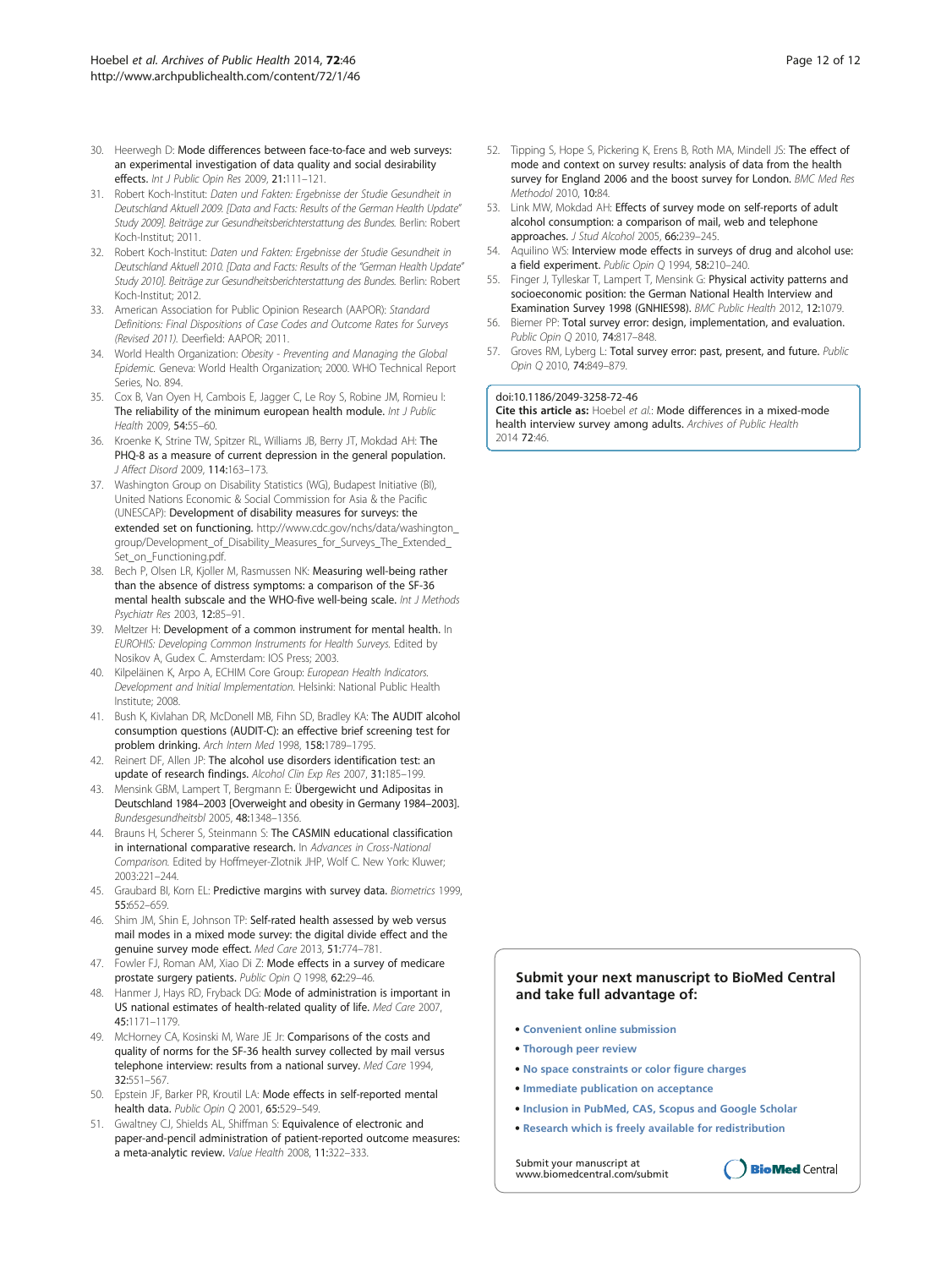30. Heerwegh D: **Mode differences between face-to-face and web surveys: an experimental investigation of data quality and social desirability effects.** *Int J Public Opin Res* 2009, **21:**111–121.
31. Robert Koch-Institut: *Daten und Fakten: Ergebnisse der Studie Gesundheit in Deutschland Aktuell 2009. [Data and Facts: Results of the German Health Update" Study 2009]. Beiträge zur Gesundheitsberichterstattung des Bundes.* Berlin: Robert Koch-Institut; 2011.
32. Robert Koch-Institut: *Daten und Fakten: Ergebnisse der Studie Gesundheit in Deutschland Aktuell 2010. [Data and Facts: Results of the "German Health Update" Study 2010]. Beiträge zur Gesundheitsberichterstattung des Bundes.* Berlin: Robert Koch-Institut; 2012.
33. American Association for Public Opinion Research (AAPOR): *Standard Definitions: Final Dispositions of Case Codes and Outcome Rates for Surveys (Revised 2011).* Deerfield: AAPOR; 2011.
34. World Health Organization: *Obesity - Preventing and Managing the Global Epidemic.* Geneva: World Health Organization; 2000. WHO Technical Report Series, No. 894.
35. Cox B, Van Oyen H, Cambois E, Jagger C, Le Roy S, Robine JM, Romieu I: **The reliability of the minimum european health module.** *Int J Public Health* 2009, **54:**55–60.
36. Kroenke K, Strine TW, Spitzer RL, Williams JB, Berry JT, Mokdad AH: **The PHQ-8 as a measure of current depression in the general population.** *J Affect Disord* 2009, **114:**163–173.
37. Washington Group on Disability Statistics (WG), Budapest Initiative (BI), United Nations Economic & Social Commission for Asia & the Pacific (UNESCAP): **Development of disability measures for surveys: the extended set on functioning.** http://www.cdc.gov/nchs/data/washington_group/Development_of_Disability_Measures_for_Surveys_The_Extended_Set_on_Functioning.pdf.
38. Bech P, Olsen LR, Kjoller M, Rasmussen NK: **Measuring well-being rather than the absence of distress symptoms: a comparison of the SF-36 mental health subscale and the WHO-five well-being scale.** *Int J Methods Psychiatr Res* 2003, **12:**85–91.
39. Meltzer H: **Development of a common instrument for mental health.** In *EUROHIS: Developing Common Instruments for Health Surveys.* Edited by Nosikov A, Gudex C. Amsterdam: IOS Press; 2003.
40. Kilpeläinen K, Arpo A, ECHIM Core Group: *European Health Indicators. Development and Initial Implementation.* Helsinki: National Public Health Institute; 2008.
41. Bush K, Kivlahan DR, McDonell MB, Fihn SD, Bradley KA: **The AUDIT alcohol consumption questions (AUDIT-C): an effective brief screening test for problem drinking.** *Arch Intern Med* 1998, **158:**1789–1795.
42. Reinert DF, Allen JP: **The alcohol use disorders identification test: an update of research findings.** *Alcohol Clin Exp Res* 2007, **31:**185–199.
43. Mensink GBM, Lampert T, Bergmann E: **Übergewicht und Adipositas in Deutschland 1984–2003 [Overweight and obesity in Germany 1984–2003].** *Bundesgesundheitsbl* 2005, **48:**1348–1356.
44. Brauns H, Scherer S, Steinmann S: **The CASMIN educational classification in international comparative research.** In *Advances in Cross-National Comparison.* Edited by Hoffmeyer-Zlotnik JHP, Wolf C. New York: Kluwer; 2003:221–244.
45. Graubard BI, Korn EL: **Predictive margins with survey data.** *Biometrics* 1999, **55:**652–659.
46. Shim JM, Shin E, Johnson TP: **Self-rated health assessed by web versus mail modes in a mixed mode survey: the digital divide effect and the genuine survey mode effect.** *Med Care* 2013, **51:**774–781.
47. Fowler FJ, Roman AM, Xiao Di Z: **Mode effects in a survey of medicare prostate surgery patients.** *Public Opin Q* 1998, **62:**29–46.
48. Hanmer J, Hays RD, Fryback DG: **Mode of administration is important in US national estimates of health-related quality of life.** *Med Care* 2007, **45:**1171–1179.
49. McHorney CA, Kosinski M, Ware JE Jr: **Comparisons of the costs and quality of norms for the SF-36 health survey collected by mail versus telephone interview: results from a national survey.** *Med Care* 1994, **32:**551–567.
50. Epstein JF, Barker PR, Kroutil LA: **Mode effects in self-reported mental health data.** *Public Opin Q* 2001, **65:**529–549.
51. Gwaltney CJ, Shields AL, Shiffman S: **Equivalence of electronic and paper-and-pencil administration of patient-reported outcome measures: a meta-analytic review.** *Value Health* 2008, **11:**322–333.
52. Tipping S, Hope S, Pickering K, Erens B, Roth MA, Mindell JS: **The effect of mode and context on survey results: analysis of data from the health survey for England 2006 and the boost survey for London.** *BMC Med Res Methodol* 2010, **10:**84.
53. Link MW, Mokdad AH: **Effects of survey mode on self-reports of adult alcohol consumption: a comparison of mail, web and telephone approaches.** *J Stud Alcohol* 2005, **66:**239–245.
54. Aquilino WS: **Interview mode effects in surveys of drug and alcohol use: a field experiment.** *Public Opin Q* 1994, **58:**210–240.
55. Finger J, Tylleskar T, Lampert T, Mensink G: **Physical activity patterns and socioeconomic position: the German National Health Interview and Examination Survey 1998 (GNHIES98).** *BMC Public Health* 2012, **12:**1079.
56. Biemer PP: **Total survey error: design, implementation, and evaluation.** *Public Opin Q* 2010, **74:**817–848.
57. Groves RM, Lyberg L: **Total survey error: past, present, and future.** *Public Opin Q* 2010, **74:**849–879.

doi:10.1186/2049-3258-72-46
**Cite this article as:** Hoebel *et al.*: Mode differences in a mixed-mode health interview survey among adults. *Archives of Public Health* 2014 **72**:46.

**Submit your next manuscript to BioMed Central and take full advantage of:**

- **Convenient online submission**
- **Thorough peer review**
- **No space constraints or color figure charges**
- **Immediate publication on acceptance**
- **Inclusion in PubMed, CAS, Scopus and Google Scholar**
- **Research which is freely available for redistribution**

Submit your manuscript at www.biomedcentral.com/submit

BioMed Central